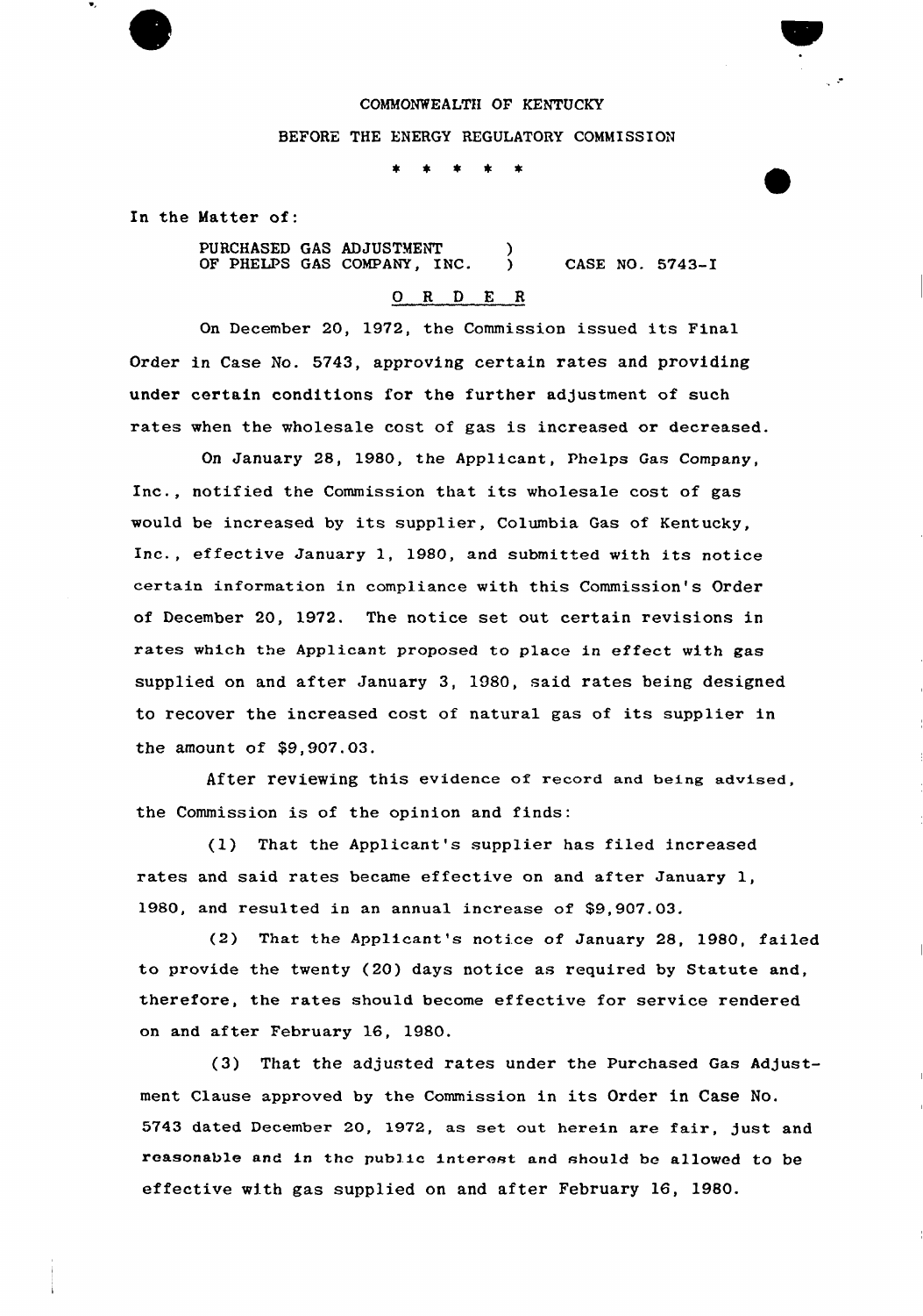COMMONWEALTH OF KENTUCKY

BEFORE THE ENERGY REGULATORY COMMISSION

\* \* \* \* \*

In the Matter of:

PURCHASED GAS ADJUSTMENT OF PHELPS GAS COMPANY, INC. ) CASE NO. 5743-I

## O R D E R

On December 20, 1972, the Commission issued its Final Order in Case No. 5743, approving certain rates and providing under certain conditions for the further adjustment of such rates when the wholesale cost of gas is increased or decreased.

On January 28, 1980, the Applicant, Phelps Gas Company, Inc., notified the Commission that its wholesale cost of gas would be increased by its supplier, Columbia Gas of Kentucky, Inc., effective January 1, 1980, and submitted with its notice certain information in compliance with this Commission's Order of December 20, 1972. The notice set out certain revisions in rates which the Applicant proposed to place in effect with gas supplied on and after January 3, 1980, said rates being designed to recover the increased cost of natural gas of its supplier in the amount of $9,907.03.

After reviewing this evidence of record and being advised, the Commission is of the opinion and finds:

(1) That the Applicant's supplier has filed increased rates and said rates became effective on and after January 1, 1980, and resulted in an annual increase of $9,907.03.

(2) That the Applicant's notice of January 28, 1980, failed to provide the twenty (20) days notice as required by Statute and, therefore, the rates should become effective for service rendered on and after February 16, 1980.

(3) That the adjusted rates under the Purchased Gas Adjustment Clause approved by the Commission in its Order in Case No. 5743 dated December 20, 1972, as set out herein are fair, just and reasonable and in the public interest and should be allowed to be effective with gas supplied on and after February 16, 1980.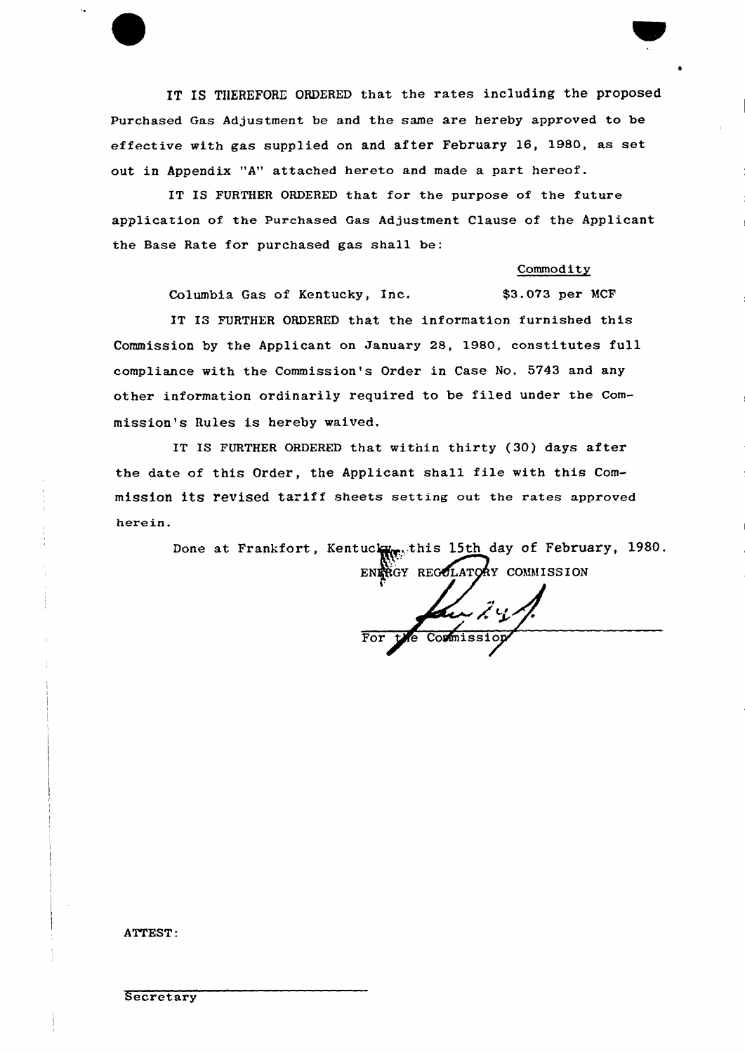IT IS THEREFORE ORDERED that the rates including the proposed Purchased Gas Adjustment be and the same are hereby approved to be effective with gas supplied on and after February 16, 1980, as set out in Appendix "A" attached hereto and made a part hereof.

IT IS FURTHER ORDERED that for the purpose of the future application of the Purchased Gas Adjustment Clause of the Applicant the Base Rate for purchased gas shall be:

| | Commodity |
|---|---|
| Columbia Gas of Kentucky, Inc. | $3.073 per MCF |

IT IS FURTHER ORDERED that the information furnished this Commission by the Applicant on January 28, 1980, constitutes full compliance with the Commission's Order in Case No. 5743 and any other information ordinarily required to be filed under the Commission's Rules is hereby waived.

IT IS FURTHER ORDERED that within thirty (30) days after the date of this Order, the Applicant shall file with this Commission its revised tariff sheets setting out the rates approved herein.

Done at Frankfort, Kentucky, this 15th day of February, 1980.

ENERGY REGULATORY COMMISSION

For the Commission

ATTEST:

Secretary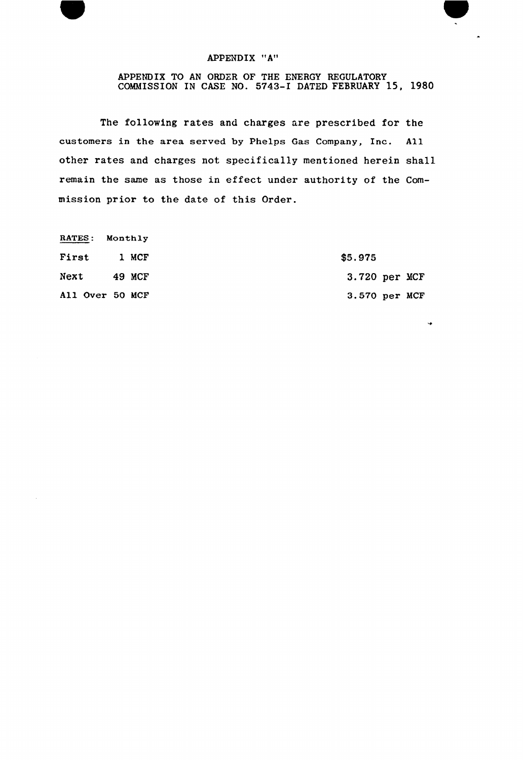# APPENDIX "A"

APPENDIX TO AN ORDER OF THE ENERGY REGULATORY COMMISSION IN CASE NO. 5743-I DATED FEBRUARY 15, 1980

The following rates and charges are prescribed for the customers in the area served by Phelps Gas Company, Inc. All other rates and charges not specifically mentioned herein shall remain the same as those in effect under authority of the Commission prior to the date of this Order.

RATES: Monthly

| | |
|---|---|
| First 1 MCF | $5.975 |
| Next 49 MCF | 3.720 per MCF |
| All Over 50 MCF | 3.570 per MCF |